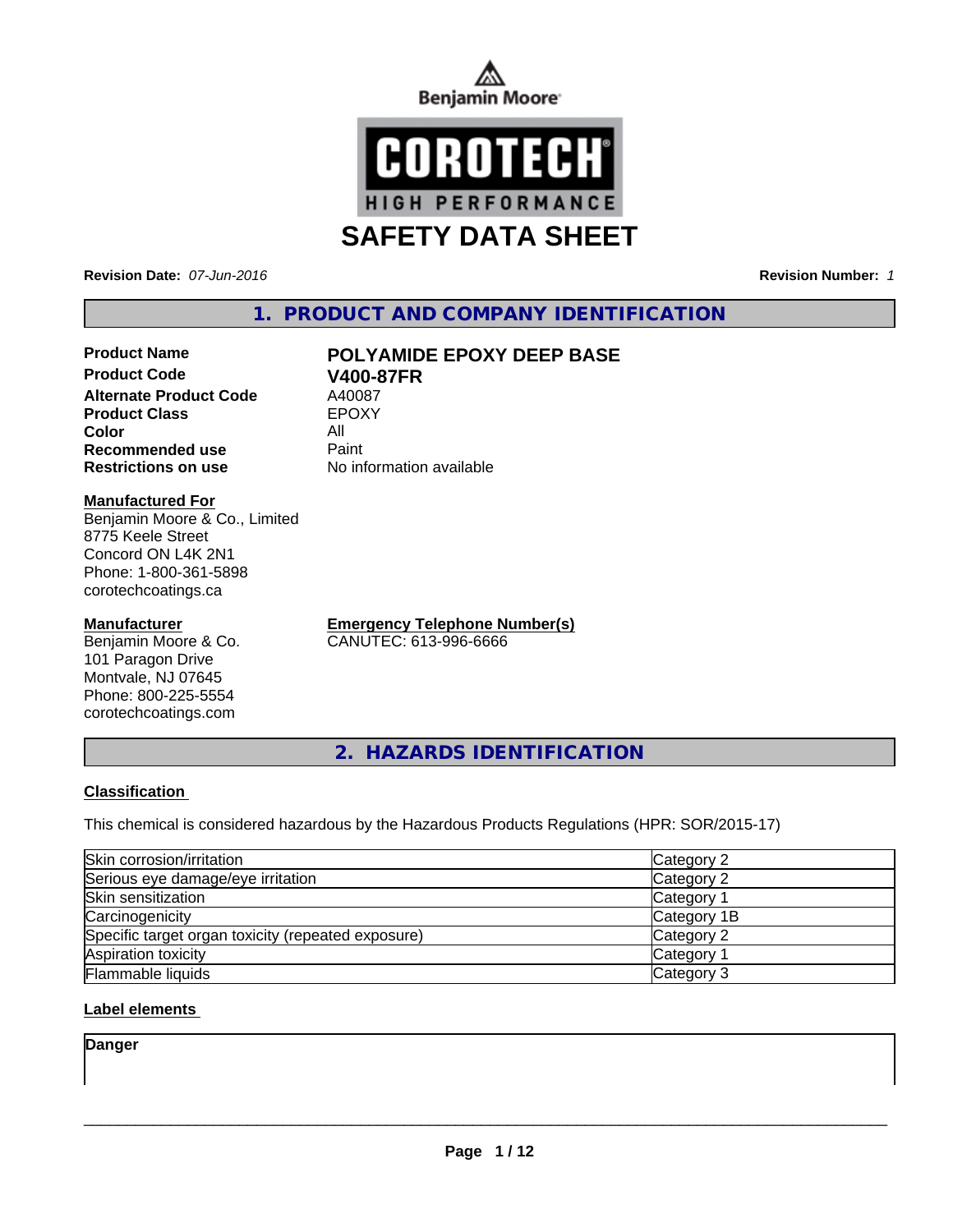Benjamin Moore

COROTECH®
HIGH PERFORMANCE

# SAFETY DATA SHEET

**Revision Date:** *07-Jun-2016* **Revision Number:** *1*

## 1. PRODUCT AND COMPANY IDENTIFICATION

| | |
|---|---|
| **Product Name** | **POLYAMIDE EPOXY DEEP BASE** |
| **Product Code** | **V400-87FR** |
| **Alternate Product Code** | A40087 |
| **Product Class** | EPOXY |
| **Color** | All |
| **Recommended use** | Paint |
| **Restrictions on use** | No information available |

**Manufactured For**
Benjamin Moore & Co., Limited
8775 Keele Street
Concord ON L4K 2N1
Phone: 1-800-361-5898
corotechcoatings.ca

**Manufacturer**
Benjamin Moore & Co.
101 Paragon Drive
Montvale, NJ 07645
Phone: 800-225-5554
corotechcoatings.com

**Emergency Telephone Number(s)**
CANUTEC: 613-996-6666

## 2. HAZARDS IDENTIFICATION

**Classification**

This chemical is considered hazardous by the Hazardous Products Regulations (HPR: SOR/2015-17)

| | |
|---|---|
| Skin corrosion/irritation | Category 2 |
| Serious eye damage/eye irritation | Category 2 |
| Skin sensitization | Category 1 |
| Carcinogenicity | Category 1B |
| Specific target organ toxicity (repeated exposure) | Category 2 |
| Aspiration toxicity | Category 1 |
| Flammable liquids | Category 3 |

**Label elements**

**Danger**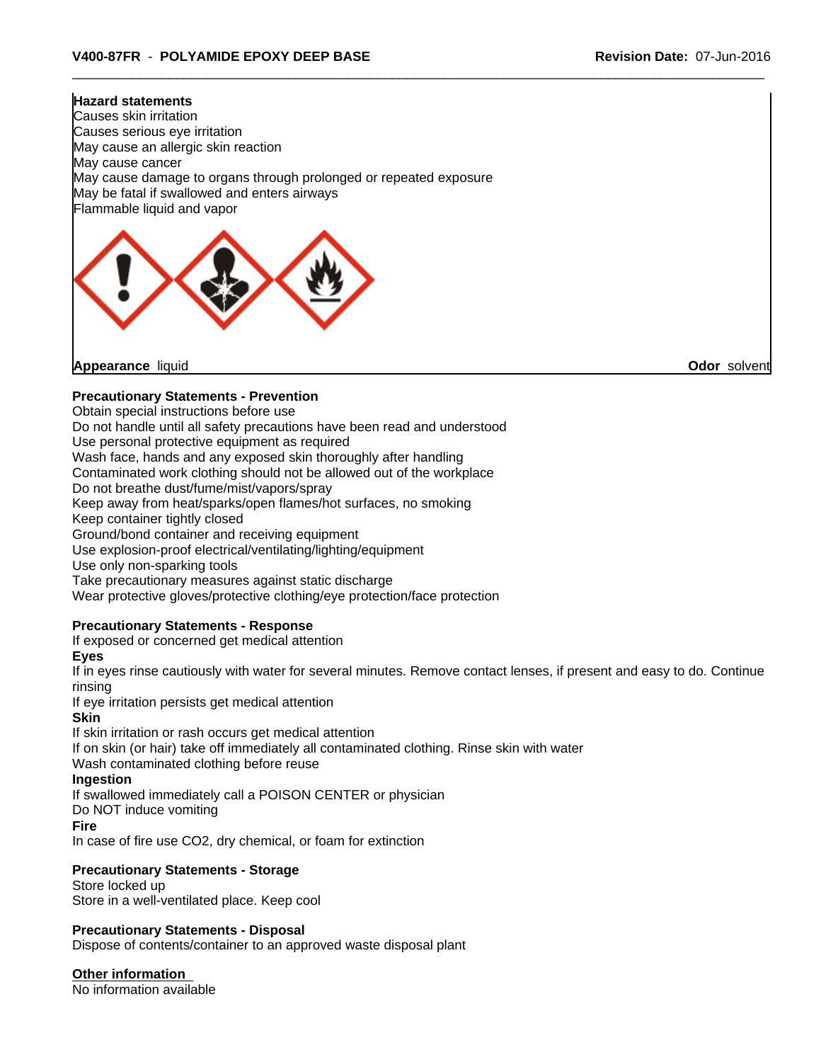**Hazard statements**
Causes skin irritation
Causes serious eye irritation
May cause an allergic skin reaction
May cause cancer
May cause damage to organs through prolonged or repeated exposure
May be fatal if swallowed and enters airways
Flammable liquid and vapor

**Appearance** liquid **Odor** solvent

**Precautionary Statements - Prevention**
Obtain special instructions before use
Do not handle until all safety precautions have been read and understood
Use personal protective equipment as required
Wash face, hands and any exposed skin thoroughly after handling
Contaminated work clothing should not be allowed out of the workplace
Do not breathe dust/fume/mist/vapors/spray
Keep away from heat/sparks/open flames/hot surfaces, no smoking
Keep container tightly closed
Ground/bond container and receiving equipment
Use explosion-proof electrical/ventilating/lighting/equipment
Use only non-sparking tools
Take precautionary measures against static discharge
Wear protective gloves/protective clothing/eye protection/face protection

**Precautionary Statements - Response**
If exposed or concerned get medical attention
**Eyes**
If in eyes rinse cautiously with water for several minutes. Remove contact lenses, if present and easy to do. Continue rinsing
If eye irritation persists get medical attention
**Skin**
If skin irritation or rash occurs get medical attention
If on skin (or hair) take off immediately all contaminated clothing. Rinse skin with water
Wash contaminated clothing before reuse
**Ingestion**
If swallowed immediately call a POISON CENTER or physician
Do NOT induce vomiting
**Fire**
In case of fire use $CO_2$, dry chemical, or foam for extinction

**Precautionary Statements - Storage**
Store locked up
Store in a well-ventilated place. Keep cool

**Precautionary Statements - Disposal**
Dispose of contents/container to an approved waste disposal plant

**Other information**
No information available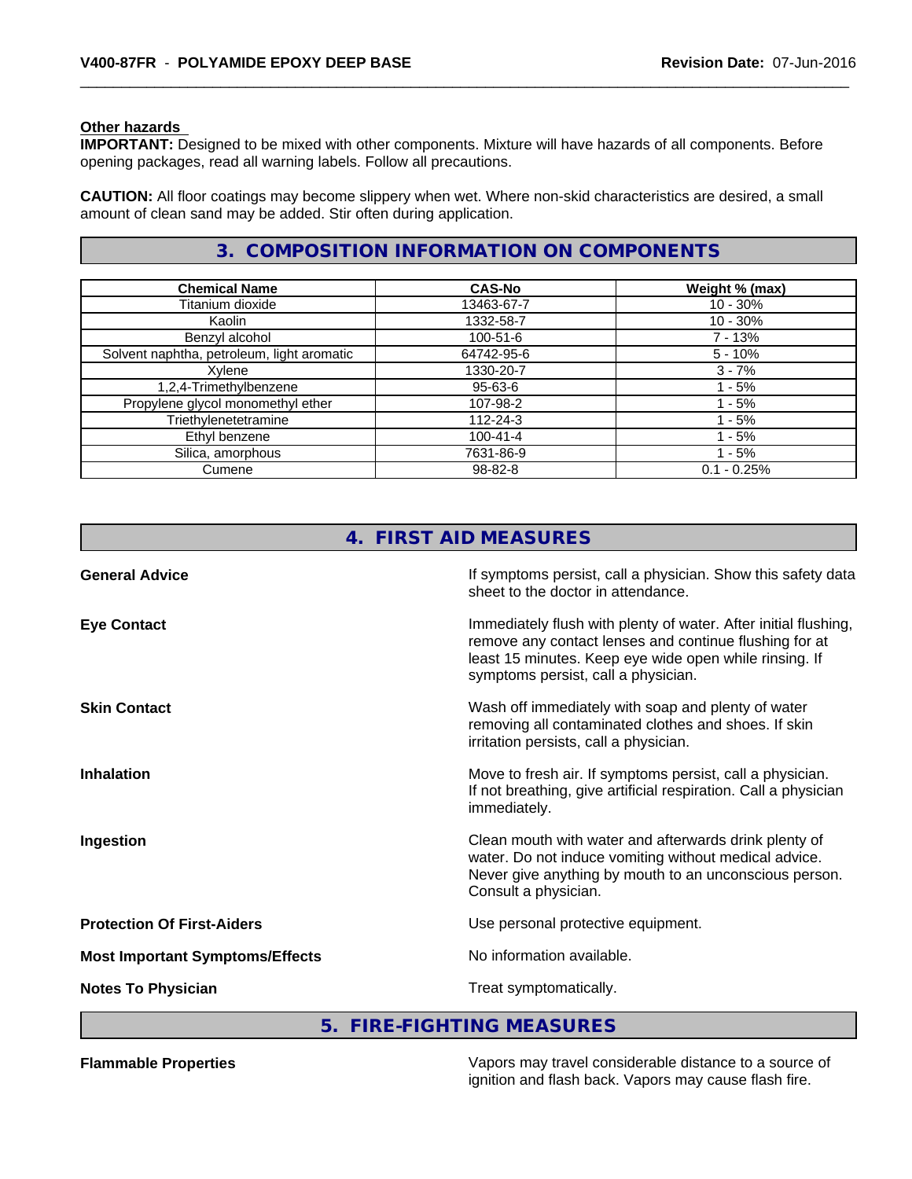**Other hazards**

**IMPORTANT:** Designed to be mixed with other components. Mixture will have hazards of all components. Before opening packages, read all warning labels. Follow all precautions.

**CAUTION:** All floor coatings may become slippery when wet. Where non-skid characteristics are desired, a small amount of clean sand may be added. Stir often during application.

## 3. COMPOSITION INFORMATION ON COMPONENTS

| Chemical Name | CAS-No | Weight % (max) |
|---|---|---|
| Titanium dioxide | 13463-67-7 | 10 - 30% |
| Kaolin | 1332-58-7 | 10 - 30% |
| Benzyl alcohol | 100-51-6 | 7 - 13% |
| Solvent naphtha, petroleum, light aromatic | 64742-95-6 | 5 - 10% |
| Xylene | 1330-20-7 | 3 - 7% |
| 1,2,4-Trimethylbenzene | 95-63-6 | 1 - 5% |
| Propylene glycol monomethyl ether | 107-98-2 | 1 - 5% |
| Triethylenetetramine | 112-24-3 | 1 - 5% |
| Ethyl benzene | 100-41-4 | 1 - 5% |
| Silica, amorphous | 7631-86-9 | 1 - 5% |
| Cumene | 98-82-8 | 0.1 - 0.25% |

## 4. FIRST AID MEASURES

**General Advice**

If symptoms persist, call a physician. Show this safety data sheet to the doctor in attendance.

**Eye Contact**

Immediately flush with plenty of water. After initial flushing, remove any contact lenses and continue flushing for at least 15 minutes. Keep eye wide open while rinsing. If symptoms persist, call a physician.

**Skin Contact**

Wash off immediately with soap and plenty of water removing all contaminated clothes and shoes. If skin irritation persists, call a physician.

**Inhalation**

Move to fresh air. If symptoms persist, call a physician. If not breathing, give artificial respiration. Call a physician immediately.

**Ingestion**

Clean mouth with water and afterwards drink plenty of water. Do not induce vomiting without medical advice. Never give anything by mouth to an unconscious person. Consult a physician.

**Protection Of First-Aiders**

Use personal protective equipment.

**Most Important Symptoms/Effects**

No information available.

**Notes To Physician**

Treat symptomatically.

## 5. FIRE-FIGHTING MEASURES

**Flammable Properties**

Vapors may travel considerable distance to a source of ignition and flash back. Vapors may cause flash fire.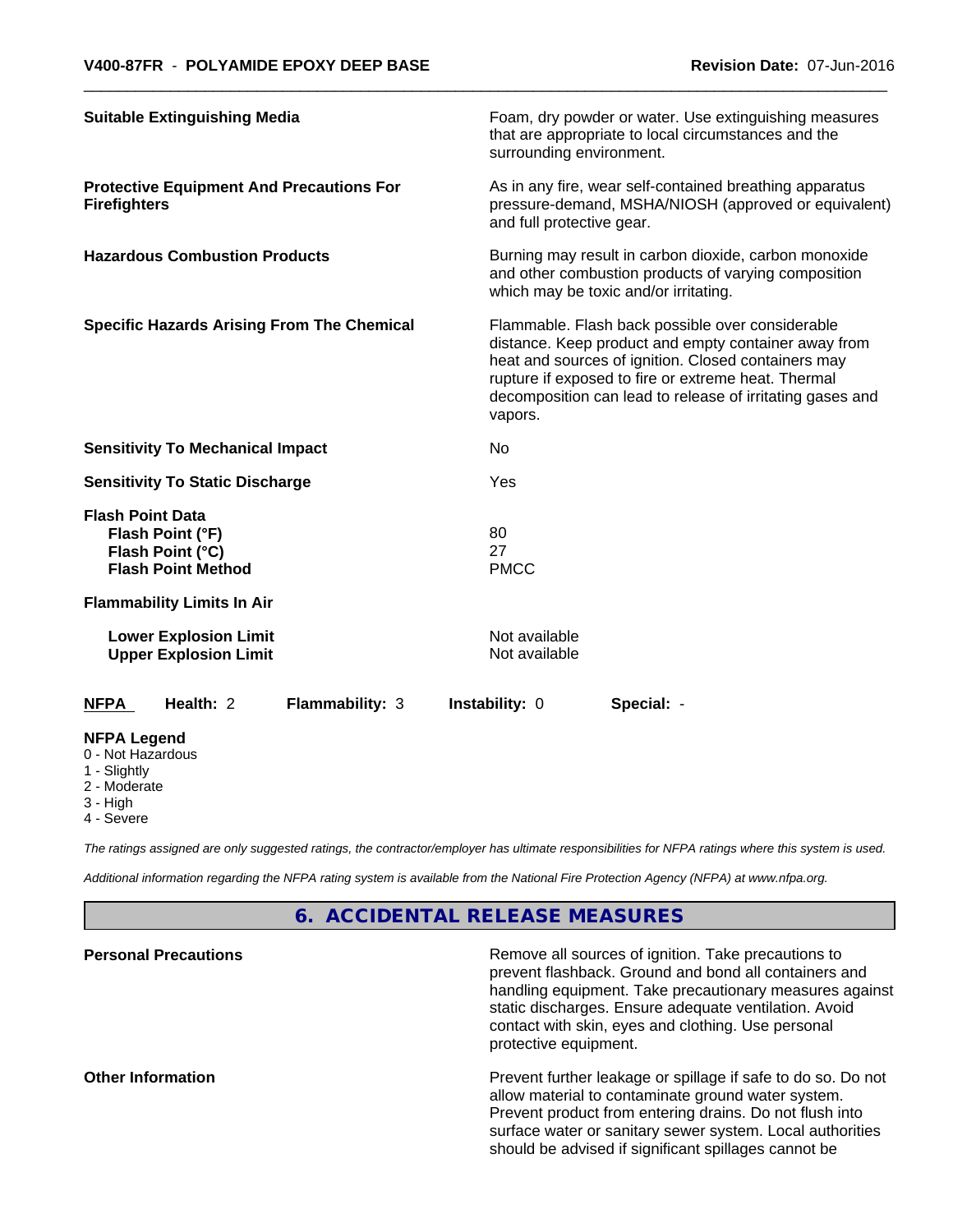| | |
|---|---|
| **Suitable Extinguishing Media** | Foam, dry powder or water. Use extinguishing measures that are appropriate to local circumstances and the surrounding environment. |
| **Protective Equipment And Precautions For Firefighters** | As in any fire, wear self-contained breathing apparatus pressure-demand, MSHA/NIOSH (approved or equivalent) and full protective gear. |
| **Hazardous Combustion Products** | Burning may result in carbon dioxide, carbon monoxide and other combustion products of varying composition which may be toxic and/or irritating. |
| **Specific Hazards Arising From The Chemical** | Flammable. Flash back possible over considerable distance. Keep product and empty container away from heat and sources of ignition. Closed containers may rupture if exposed to fire or extreme heat. Thermal decomposition can lead to release of irritating gases and vapors. |
| **Sensitivity To Mechanical Impact** | No |
| **Sensitivity To Static Discharge** | Yes |

**Flash Point Data**

| | |
|---|---|
| **Flash Point (°F)** | 80 |
| **Flash Point (°C)** | 27 |
| **Flash Point Method** | PMCC |

**Flammability Limits In Air**

| | |
|---|---|
| **Lower Explosion Limit** | Not available |
| **Upper Explosion Limit** | Not available |

| **NFPA** | **Health:** 2 | **Flammability:** 3 | **Instability:** 0 | **Special:** - |
|---|---|---|---|---|

**NFPA Legend**
- 0 - Not Hazardous
- 1 - Slightly
- 2 - Moderate
- 3 - High
- 4 - Severe

*The ratings assigned are only suggested ratings, the contractor/employer has ultimate responsibilities for NFPA ratings where this system is used.*

*Additional information regarding the NFPA rating system is available from the National Fire Protection Agency (NFPA) at www.nfpa.org.*

## 6. ACCIDENTAL RELEASE MEASURES

| | |
|---|---|
| **Personal Precautions** | Remove all sources of ignition. Take precautions to prevent flashback. Ground and bond all containers and handling equipment. Take precautionary measures against static discharges. Ensure adequate ventilation. Avoid contact with skin, eyes and clothing. Use personal protective equipment. |
| **Other Information** | Prevent further leakage or spillage if safe to do so. Do not allow material to contaminate ground water system. Prevent product from entering drains. Do not flush into surface water or sanitary sewer system. Local authorities should be advised if significant spillages cannot be |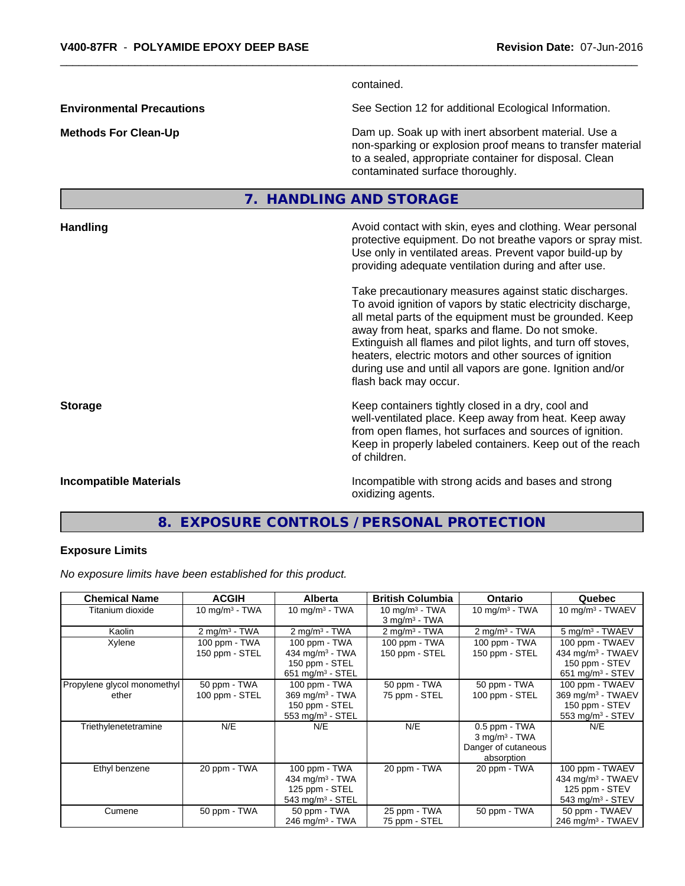contained.

**Environmental Precautions** — See Section 12 for additional Ecological Information.

**Methods For Clean-Up** — Dam up. Soak up with inert absorbent material. Use a non-sparking or explosion proof means to transfer material to a sealed, appropriate container for disposal. Clean contaminated surface thoroughly.

## 7. HANDLING AND STORAGE

**Handling** — Avoid contact with skin, eyes and clothing. Wear personal protective equipment. Do not breathe vapors or spray mist. Use only in ventilated areas. Prevent vapor build-up by providing adequate ventilation during and after use.

Take precautionary measures against static discharges. To avoid ignition of vapors by static electricity discharge, all metal parts of the equipment must be grounded. Keep away from heat, sparks and flame. Do not smoke. Extinguish all flames and pilot lights, and turn off stoves, heaters, electric motors and other sources of ignition during use and until all vapors are gone. Ignition and/or flash back may occur.

**Storage** — Keep containers tightly closed in a dry, cool and well-ventilated place. Keep away from heat. Keep away from open flames, hot surfaces and sources of ignition. Keep in properly labeled containers. Keep out of the reach of children.

**Incompatible Materials** — Incompatible with strong acids and bases and strong oxidizing agents.

## 8. EXPOSURE CONTROLS / PERSONAL PROTECTION

### Exposure Limits

*No exposure limits have been established for this product.*

| Chemical Name | ACGIH | Alberta | British Columbia | Ontario | Quebec |
|---|---|---|---|---|---|
| Titanium dioxide | 10 mg/m³ - TWA | 10 mg/m³ - TWA | 10 mg/m³ - TWA<br>3 mg/m³ - TWA | 10 mg/m³ - TWA | 10 mg/m³ - TWAEV |
| Kaolin | 2 mg/m³ - TWA | 2 mg/m³ - TWA | 2 mg/m³ - TWA | 2 mg/m³ - TWA | 5 mg/m³ - TWAEV |
| Xylene | 100 ppm - TWA<br>150 ppm - STEL | 100 ppm - TWA<br>434 mg/m³ - TWA<br>150 ppm - STEL<br>651 mg/m³ - STEL | 100 ppm - TWA<br>150 ppm - STEL | 100 ppm - TWA<br>150 ppm - STEL | 100 ppm - TWAEV<br>434 mg/m³ - TWAEV<br>150 ppm - STEV<br>651 mg/m³ - STEV |
| Propylene glycol monomethyl ether | 50 ppm - TWA<br>100 ppm - STEL | 100 ppm - TWA<br>369 mg/m³ - TWA<br>150 ppm - STEL<br>553 mg/m³ - STEL | 50 ppm - TWA<br>75 ppm - STEL | 50 ppm - TWA<br>100 ppm - STEL | 100 ppm - TWAEV<br>369 mg/m³ - TWAEV<br>150 ppm - STEV<br>553 mg/m³ - STEV |
| Triethylenetetramine | N/E | N/E | N/E | 0.5 ppm - TWA<br>3 mg/m³ - TWA<br>Danger of cutaneous absorption | N/E |
| Ethyl benzene | 20 ppm - TWA | 100 ppm - TWA<br>434 mg/m³ - TWA<br>125 ppm - STEL<br>543 mg/m³ - STEL | 20 ppm - TWA | 20 ppm - TWA | 100 ppm - TWAEV<br>434 mg/m³ - TWAEV<br>125 ppm - STEV<br>543 mg/m³ - STEV |
| Cumene | 50 ppm - TWA | 50 ppm - TWA<br>246 mg/m³ - TWA | 25 ppm - TWA<br>75 ppm - STEL | 50 ppm - TWA | 50 ppm - TWAEV<br>246 mg/m³ - TWAEV |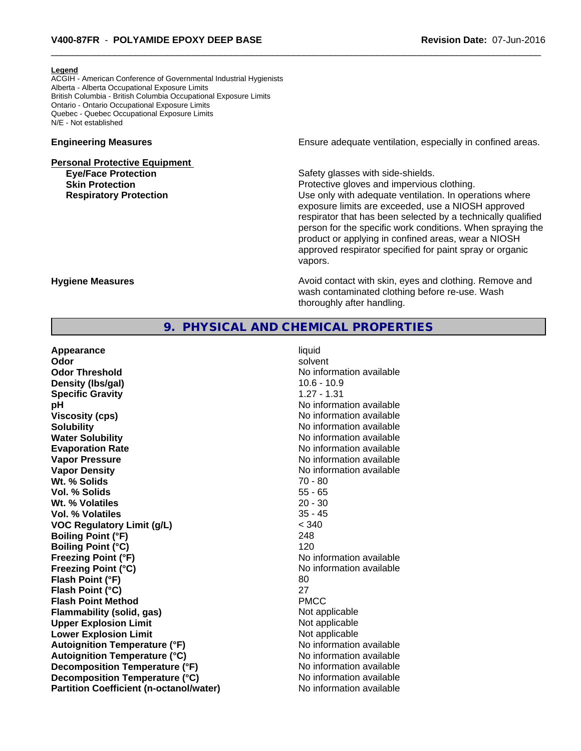**Legend**
ACGIH - American Conference of Governmental Industrial Hygienists
Alberta - Alberta Occupational Exposure Limits
British Columbia - British Columbia Occupational Exposure Limits
Ontario - Ontario Occupational Exposure Limits
Quebec - Quebec Occupational Exposure Limits
N/E - Not established

**Engineering Measures** — Ensure adequate ventilation, especially in confined areas.

**Personal Protective Equipment**

**Eye/Face Protection** — Safety glasses with side-shields.

**Skin Protection** — Protective gloves and impervious clothing.

**Respiratory Protection** — Use only with adequate ventilation. In operations where exposure limits are exceeded, use a NIOSH approved respirator that has been selected by a technically qualified person for the specific work conditions. When spraying the product or applying in confined areas, wear a NIOSH approved respirator specified for paint spray or organic vapors.

**Hygiene Measures** — Avoid contact with skin, eyes and clothing. Remove and wash contaminated clothing before re-use. Wash thoroughly after handling.

## 9. PHYSICAL AND CHEMICAL PROPERTIES

| Property | Value |
|---|---|
| **Appearance** | liquid |
| **Odor** | solvent |
| **Odor Threshold** | No information available |
| **Density (lbs/gal)** | 10.6 - 10.9 |
| **Specific Gravity** | 1.27 - 1.31 |
| **pH** | No information available |
| **Viscosity (cps)** | No information available |
| **Solubility** | No information available |
| **Water Solubility** | No information available |
| **Evaporation Rate** | No information available |
| **Vapor Pressure** | No information available |
| **Vapor Density** | No information available |
| **Wt. % Solids** | 70 - 80 |
| **Vol. % Solids** | 55 - 65 |
| **Wt. % Volatiles** | 20 - 30 |
| **Vol. % Volatiles** | 35 - 45 |
| **VOC Regulatory Limit (g/L)** | < 340 |
| **Boiling Point (°F)** | 248 |
| **Boiling Point (°C)** | 120 |
| **Freezing Point (°F)** | No information available |
| **Freezing Point (°C)** | No information available |
| **Flash Point (°F)** | 80 |
| **Flash Point (°C)** | 27 |
| **Flash Point Method** | PMCC |
| **Flammability (solid, gas)** | Not applicable |
| **Upper Explosion Limit** | Not applicable |
| **Lower Explosion Limit** | Not applicable |
| **Autoignition Temperature (°F)** | No information available |
| **Autoignition Temperature (°C)** | No information available |
| **Decomposition Temperature (°F)** | No information available |
| **Decomposition Temperature (°C)** | No information available |
| **Partition Coefficient (n-octanol/water)** | No information available |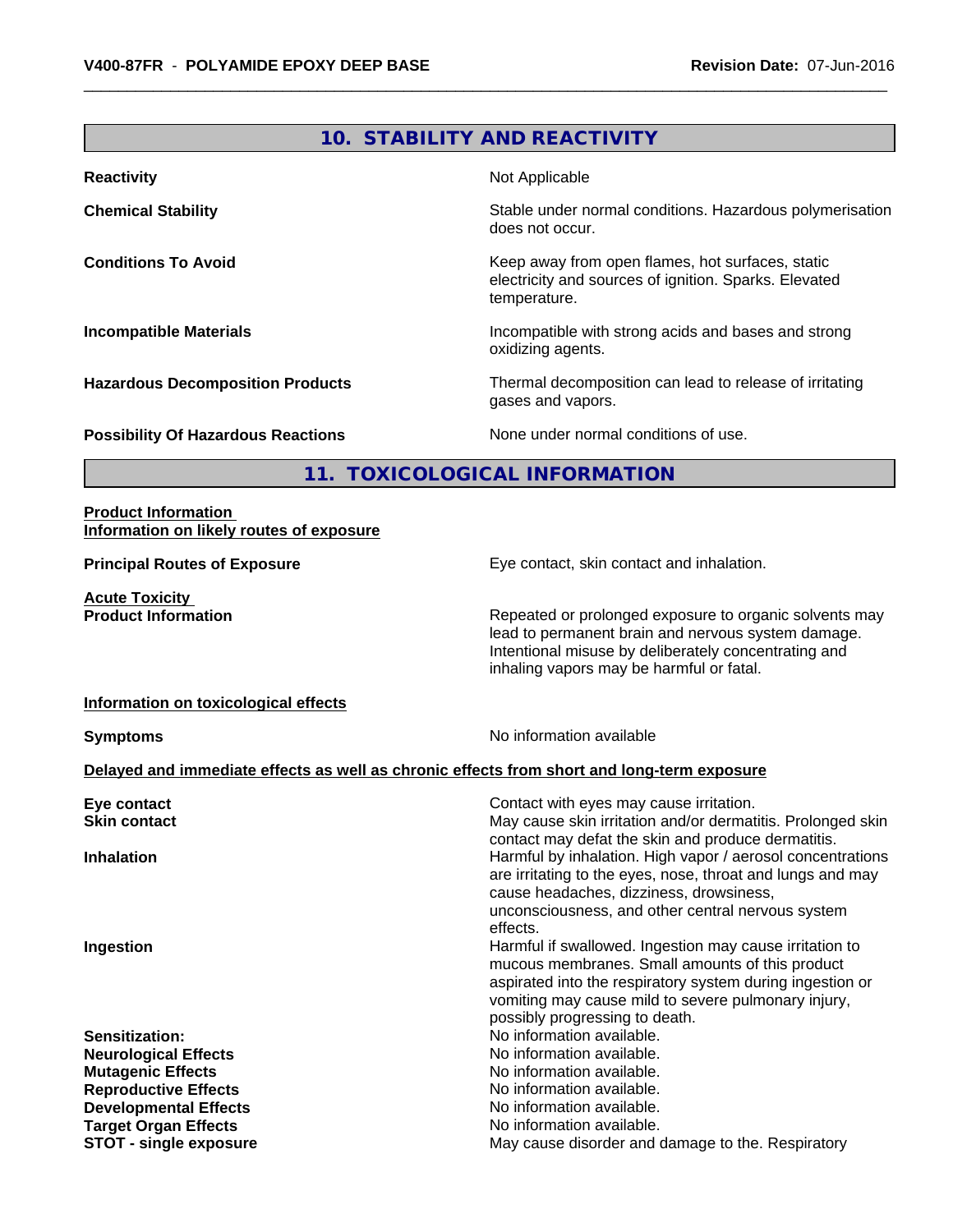## 10. STABILITY AND REACTIVITY

| | |
|---|---|
| **Reactivity** | Not Applicable |
| **Chemical Stability** | Stable under normal conditions. Hazardous polymerisation does not occur. |
| **Conditions To Avoid** | Keep away from open flames, hot surfaces, static electricity and sources of ignition. Sparks. Elevated temperature. |
| **Incompatible Materials** | Incompatible with strong acids and bases and strong oxidizing agents. |
| **Hazardous Decomposition Products** | Thermal decomposition can lead to release of irritating gases and vapors. |
| **Possibility Of Hazardous Reactions** | None under normal conditions of use. |

## 11. TOXICOLOGICAL INFORMATION

**Product Information**
**Information on likely routes of exposure**

| | |
|---|---|
| **Principal Routes of Exposure** | Eye contact, skin contact and inhalation. |

**Acute Toxicity**

| | |
|---|---|
| **Product Information** | Repeated or prolonged exposure to organic solvents may lead to permanent brain and nervous system damage. Intentional misuse by deliberately concentrating and inhaling vapors may be harmful or fatal. |

**Information on toxicological effects**

| | |
|---|---|
| **Symptoms** | No information available |

**Delayed and immediate effects as well as chronic effects from short and long-term exposure**

| | |
|---|---|
| **Eye contact** | Contact with eyes may cause irritation. |
| **Skin contact** | May cause skin irritation and/or dermatitis. Prolonged skin contact may defat the skin and produce dermatitis. |
| **Inhalation** | Harmful by inhalation. High vapor / aerosol concentrations are irritating to the eyes, nose, throat and lungs and may cause headaches, dizziness, drowsiness, unconsciousness, and other central nervous system effects. |
| **Ingestion** | Harmful if swallowed. Ingestion may cause irritation to mucous membranes. Small amounts of this product aspirated into the respiratory system during ingestion or vomiting may cause mild to severe pulmonary injury, possibly progressing to death. |
| **Sensitization:** | No information available. |
| **Neurological Effects** | No information available. |
| **Mutagenic Effects** | No information available. |
| **Reproductive Effects** | No information available. |
| **Developmental Effects** | No information available. |
| **Target Organ Effects** | No information available. |
| **STOT - single exposure** | May cause disorder and damage to the. Respiratory |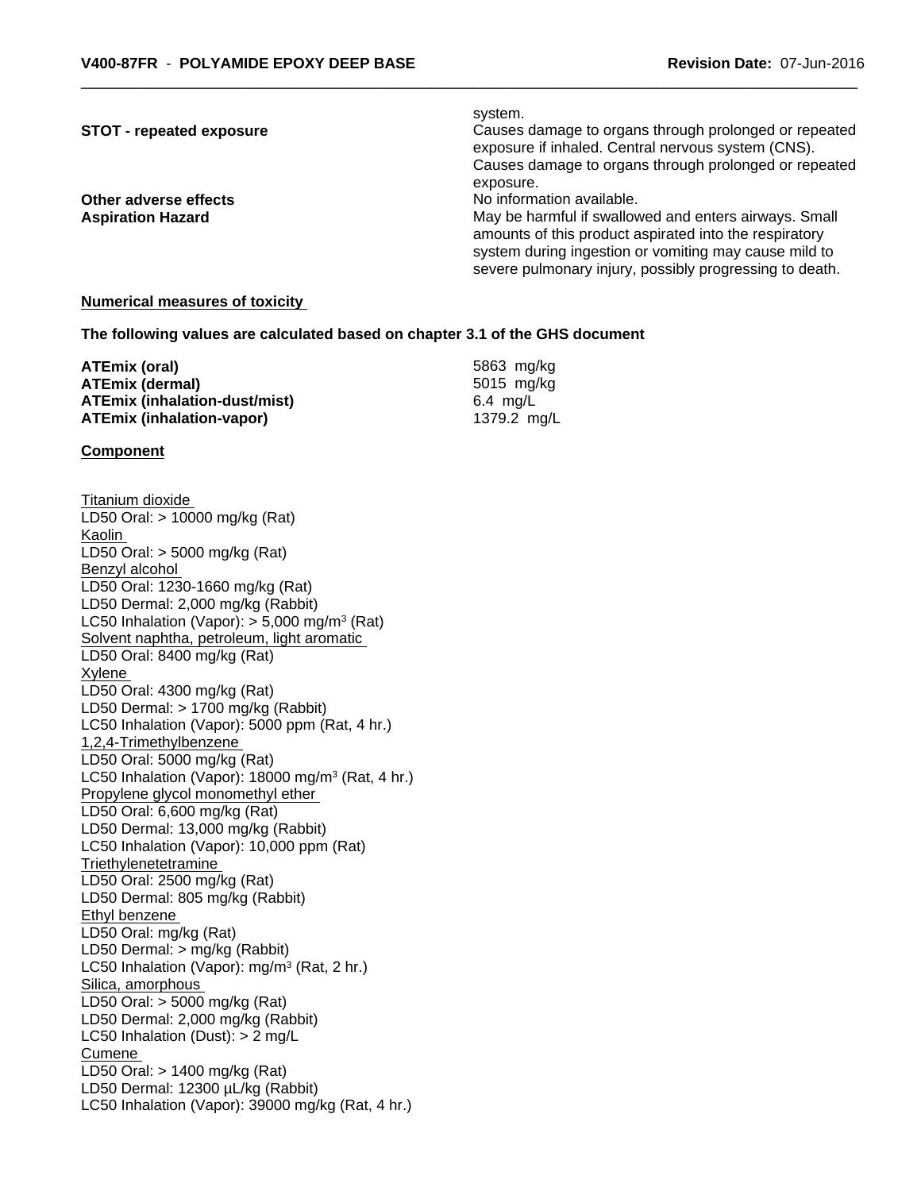system.

**STOT - repeated exposure** Causes damage to organs through prolonged or repeated exposure if inhaled. Central nervous system (CNS). Causes damage to organs through prolonged or repeated exposure.

**Other adverse effects** No information available.

**Aspiration Hazard** May be harmful if swallowed and enters airways. Small amounts of this product aspirated into the respiratory system during ingestion or vomiting may cause mild to severe pulmonary injury, possibly progressing to death.

**Numerical measures of toxicity**

**The following values are calculated based on chapter 3.1 of the GHS document**

| | |
|---|---|
| **ATEmix (oral)** | 5863 mg/kg |
| **ATEmix (dermal)** | 5015 mg/kg |
| **ATEmix (inhalation-dust/mist)** | 6.4 mg/L |
| **ATEmix (inhalation-vapor)** | 1379.2 mg/L |

**Component**

Titanium dioxide
LD50 Oral: > 10000 mg/kg (Rat)
Kaolin
LD50 Oral: > 5000 mg/kg (Rat)
Benzyl alcohol
LD50 Oral: 1230-1660 mg/kg (Rat)
LD50 Dermal: 2,000 mg/kg (Rabbit)
LC50 Inhalation (Vapor): > 5,000 mg/m$^3$ (Rat)
Solvent naphtha, petroleum, light aromatic
LD50 Oral: 8400 mg/kg (Rat)
Xylene
LD50 Oral: 4300 mg/kg (Rat)
LD50 Dermal: > 1700 mg/kg (Rabbit)
LC50 Inhalation (Vapor): 5000 ppm (Rat, 4 hr.)
1,2,4-Trimethylbenzene
LD50 Oral: 5000 mg/kg (Rat)
LC50 Inhalation (Vapor): 18000 mg/m$^3$ (Rat, 4 hr.)
Propylene glycol monomethyl ether
LD50 Oral: 6,600 mg/kg (Rat)
LD50 Dermal: 13,000 mg/kg (Rabbit)
LC50 Inhalation (Vapor): 10,000 ppm (Rat)
Triethylenetetramine
LD50 Oral: 2500 mg/kg (Rat)
LD50 Dermal: 805 mg/kg (Rabbit)
Ethyl benzene
LD50 Oral: mg/kg (Rat)
LD50 Dermal: > mg/kg (Rabbit)
LC50 Inhalation (Vapor): mg/m$^3$ (Rat, 2 hr.)
Silica, amorphous
LD50 Oral: > 5000 mg/kg (Rat)
LD50 Dermal: 2,000 mg/kg (Rabbit)
LC50 Inhalation (Dust): > 2 mg/L
Cumene
LD50 Oral: > 1400 mg/kg (Rat)
LD50 Dermal: 12300 µL/kg (Rabbit)
LC50 Inhalation (Vapor): 39000 mg/kg (Rat, 4 hr.)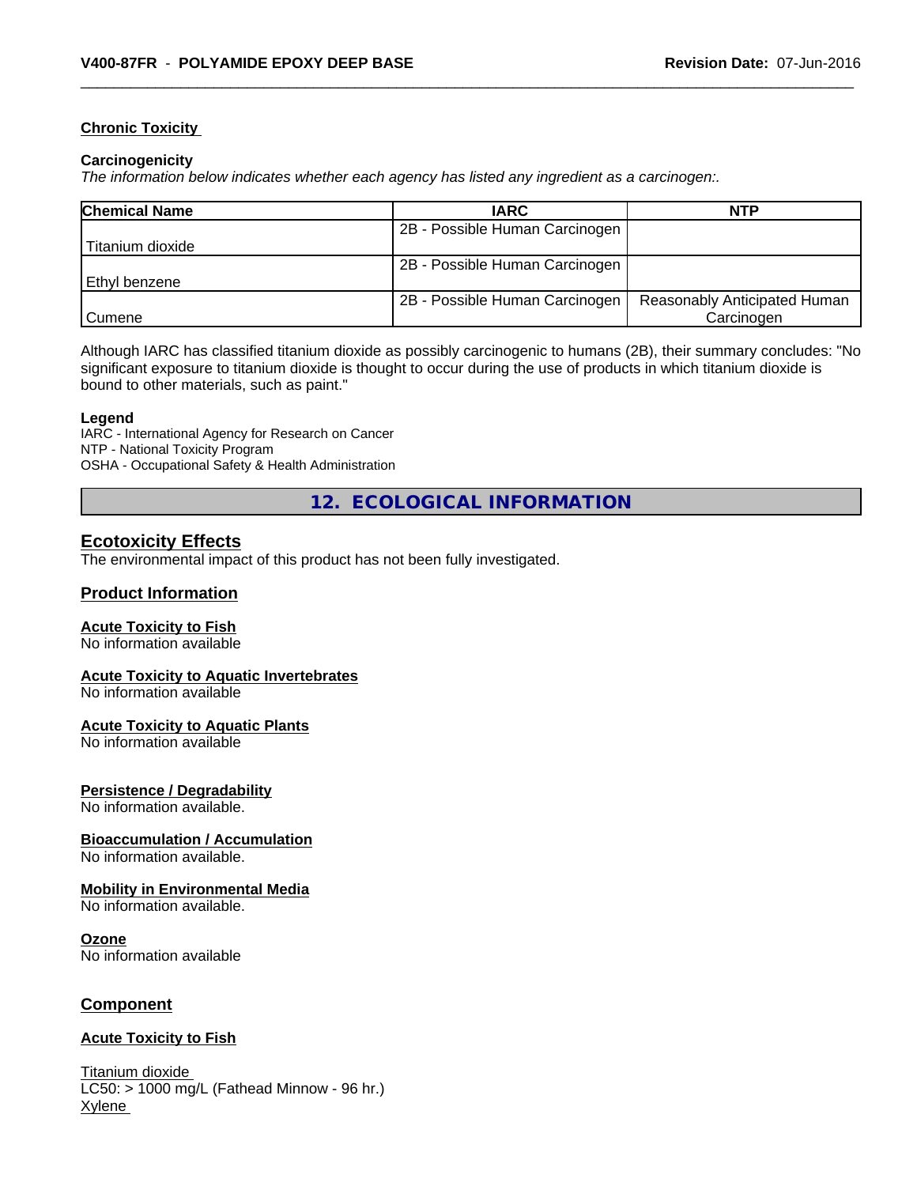### Chronic Toxicity

**Carcinogenicity**

*The information below indicates whether each agency has listed any ingredient as a carcinogen:.*

| Chemical Name | IARC | NTP |
|---|---|---|
| Titanium dioxide | 2B - Possible Human Carcinogen | |
| Ethyl benzene | 2B - Possible Human Carcinogen | |
| Cumene | 2B - Possible Human Carcinogen | Reasonably Anticipated Human Carcinogen |

Although IARC has classified titanium dioxide as possibly carcinogenic to humans (2B), their summary concludes: "No significant exposure to titanium dioxide is thought to occur during the use of products in which titanium dioxide is bound to other materials, such as paint."

**Legend**

IARC - International Agency for Research on Cancer
NTP - National Toxicity Program
OSHA - Occupational Safety & Health Administration

## 12. ECOLOGICAL INFORMATION

### Ecotoxicity Effects

The environmental impact of this product has not been fully investigated.

### Product Information

**Acute Toxicity to Fish**
No information available

**Acute Toxicity to Aquatic Invertebrates**
No information available

**Acute Toxicity to Aquatic Plants**
No information available

**Persistence / Degradability**
No information available.

**Bioaccumulation / Accumulation**
No information available.

**Mobility in Environmental Media**
No information available.

**Ozone**
No information available

### Component

**Acute Toxicity to Fish**

Titanium dioxide
LC50: > 1000 mg/L (Fathead Minnow - 96 hr.)
Xylene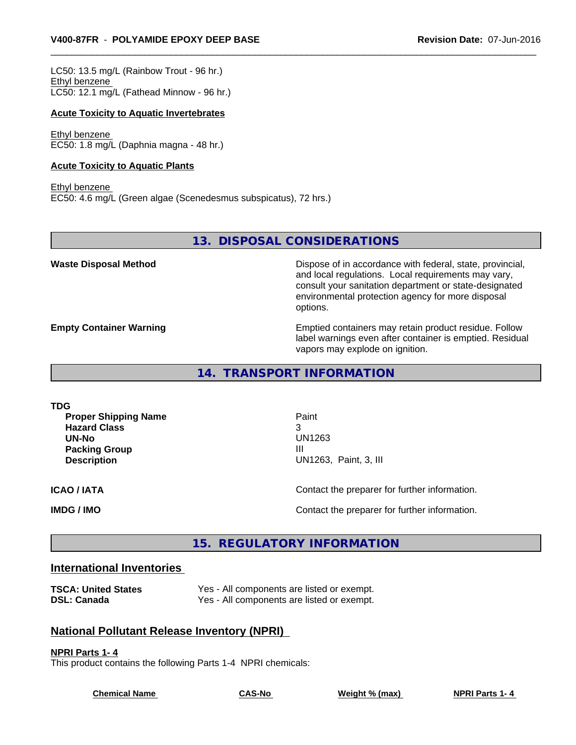LC50: 13.5 mg/L (Rainbow Trout - 96 hr.)
Ethyl benzene
LC50: 12.1 mg/L (Fathead Minnow - 96 hr.)

**Acute Toxicity to Aquatic Invertebrates**

Ethyl benzene
EC50: 1.8 mg/L (Daphnia magna - 48 hr.)

**Acute Toxicity to Aquatic Plants**

Ethyl benzene
EC50: 4.6 mg/L (Green algae (Scenedesmus subspicatus), 72 hrs.)

## 13. DISPOSAL CONSIDERATIONS

**Waste Disposal Method** — Dispose of in accordance with federal, state, provincial, and local regulations. Local requirements may vary, consult your sanitation department or state-designated environmental protection agency for more disposal options.

**Empty Container Warning** — Emptied containers may retain product residue. Follow label warnings even after container is emptied. Residual vapors may explode on ignition.

## 14. TRANSPORT INFORMATION

**TDG**

| | |
|---|---|
| **Proper Shipping Name** | Paint |
| **Hazard Class** | 3 |
| **UN-No** | UN1263 |
| **Packing Group** | III |
| **Description** | UN1263, Paint, 3, III |

**ICAO / IATA** — Contact the preparer for further information.

**IMDG / IMO** — Contact the preparer for further information.

## 15. REGULATORY INFORMATION

### International Inventories

| | |
|---|---|
| **TSCA: United States** | Yes - All components are listed or exempt. |
| **DSL: Canada** | Yes - All components are listed or exempt. |

### National Pollutant Release Inventory (NPRI)

**NPRI Parts 1- 4**
This product contains the following Parts 1-4 NPRI chemicals:

| Chemical Name | CAS-No | Weight % (max) | NPRI Parts 1- 4 |
|---|---|---|---|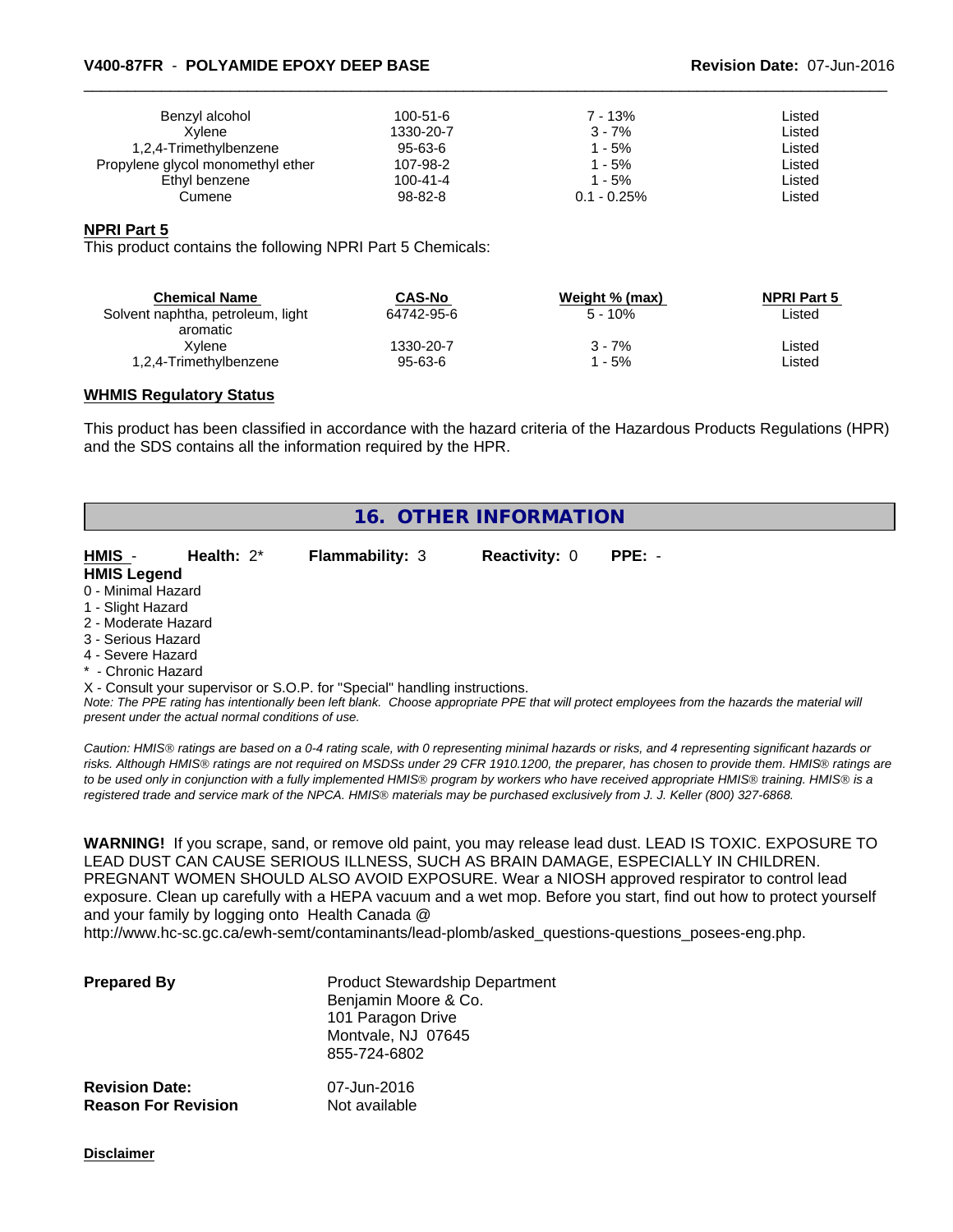| | | | |
|---|---|---|---|
| Benzyl alcohol | 100-51-6 | 7 - 13% | Listed |
| Xylene | 1330-20-7 | 3 - 7% | Listed |
| 1,2,4-Trimethylbenzene | 95-63-6 | 1 - 5% | Listed |
| Propylene glycol monomethyl ether | 107-98-2 | 1 - 5% | Listed |
| Ethyl benzene | 100-41-4 | 1 - 5% | Listed |
| Cumene | 98-82-8 | 0.1 - 0.25% | Listed |

**NPRI Part 5**

This product contains the following NPRI Part 5 Chemicals:

| Chemical Name | CAS-No | Weight % (max) | NPRI Part 5 |
|---|---|---|---|
| Solvent naphtha, petroleum, light aromatic | 64742-95-6 | 5 - 10% | Listed |
| Xylene | 1330-20-7 | 3 - 7% | Listed |
| 1,2,4-Trimethylbenzene | 95-63-6 | 1 - 5% | Listed |

**WHMIS Regulatory Status**

This product has been classified in accordance with the hazard criteria of the Hazardous Products Regulations (HPR) and the SDS contains all the information required by the HPR.

## 16. OTHER INFORMATION

**HMIS** - **Health:** 2* **Flammability:** 3 **Reactivity:** 0 **PPE:** -

**HMIS Legend**

0 - Minimal Hazard
1 - Slight Hazard
2 - Moderate Hazard
3 - Serious Hazard
4 - Severe Hazard
* - Chronic Hazard
X - Consult your supervisor or S.O.P. for "Special" handling instructions.

*Note: The PPE rating has intentionally been left blank. Choose appropriate PPE that will protect employees from the hazards the material will present under the actual normal conditions of use.*

*Caution: HMIS® ratings are based on a 0-4 rating scale, with 0 representing minimal hazards or risks, and 4 representing significant hazards or risks. Although HMIS® ratings are not required on MSDSs under 29 CFR 1910.1200, the preparer, has chosen to provide them. HMIS® ratings are to be used only in conjunction with a fully implemented HMIS® program by workers who have received appropriate HMIS® training. HMIS® is a registered trade and service mark of the NPCA. HMIS® materials may be purchased exclusively from J. J. Keller (800) 327-6868.*

**WARNING!** If you scrape, sand, or remove old paint, you may release lead dust. LEAD IS TOXIC. EXPOSURE TO LEAD DUST CAN CAUSE SERIOUS ILLNESS, SUCH AS BRAIN DAMAGE, ESPECIALLY IN CHILDREN. PREGNANT WOMEN SHOULD ALSO AVOID EXPOSURE. Wear a NIOSH approved respirator to control lead exposure. Clean up carefully with a HEPA vacuum and a wet mop. Before you start, find out how to protect yourself and your family by logging onto Health Canada @ http://www.hc-sc.gc.ca/ewh-semt/contaminants/lead-plomb/asked_questions-questions_posees-eng.php.

**Prepared By**
Product Stewardship Department
Benjamin Moore & Co.
101 Paragon Drive
Montvale, NJ 07645
855-724-6802

**Revision Date:** 07-Jun-2016
**Reason For Revision** Not available

**Disclaimer**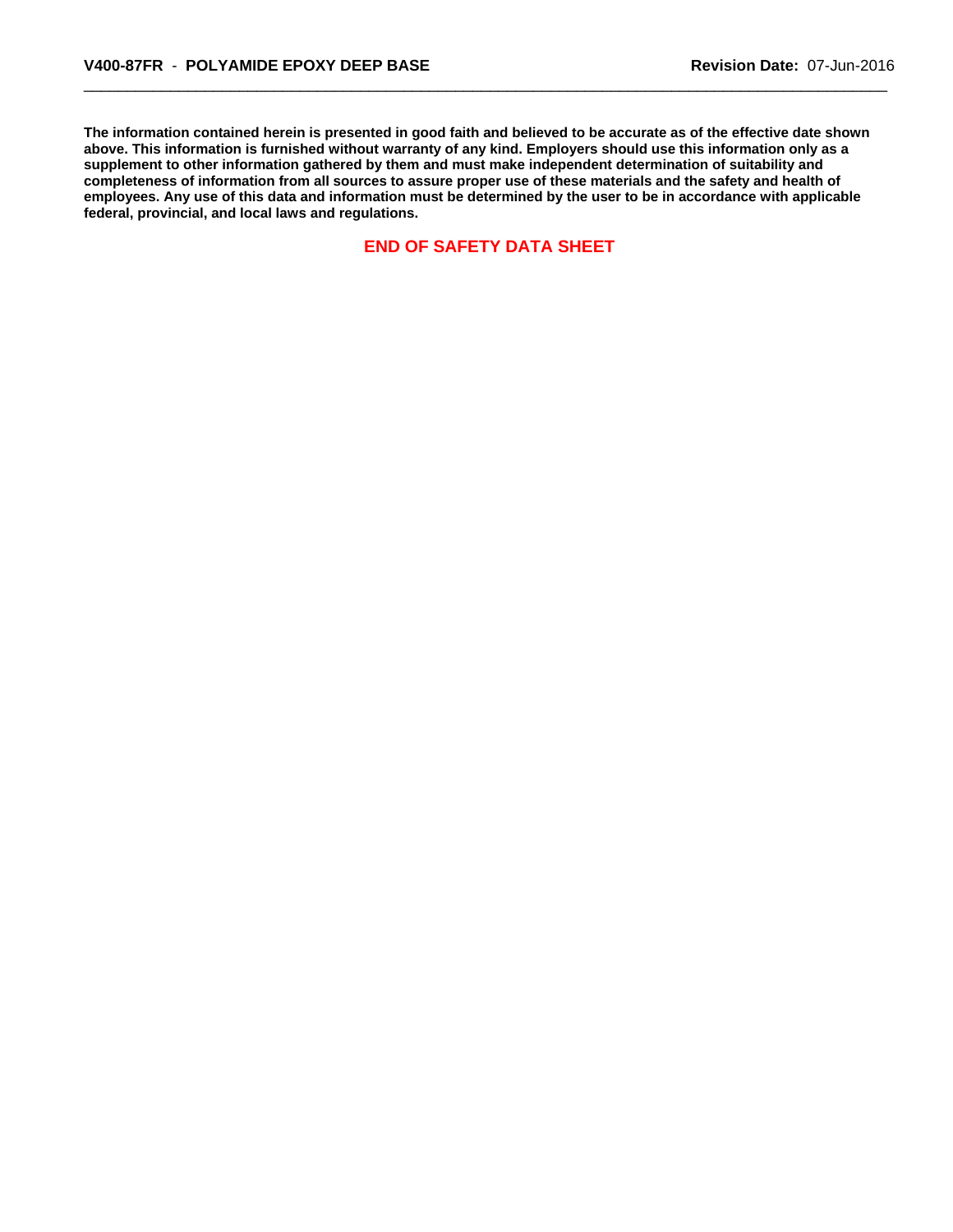**The information contained herein is presented in good faith and believed to be accurate as of the effective date shown above. This information is furnished without warranty of any kind. Employers should use this information only as a supplement to other information gathered by them and must make independent determination of suitability and completeness of information from all sources to assure proper use of these materials and the safety and health of employees. Any use of this data and information must be determined by the user to be in accordance with applicable federal, provincial, and local laws and regulations.**

**END OF SAFETY DATA SHEET**